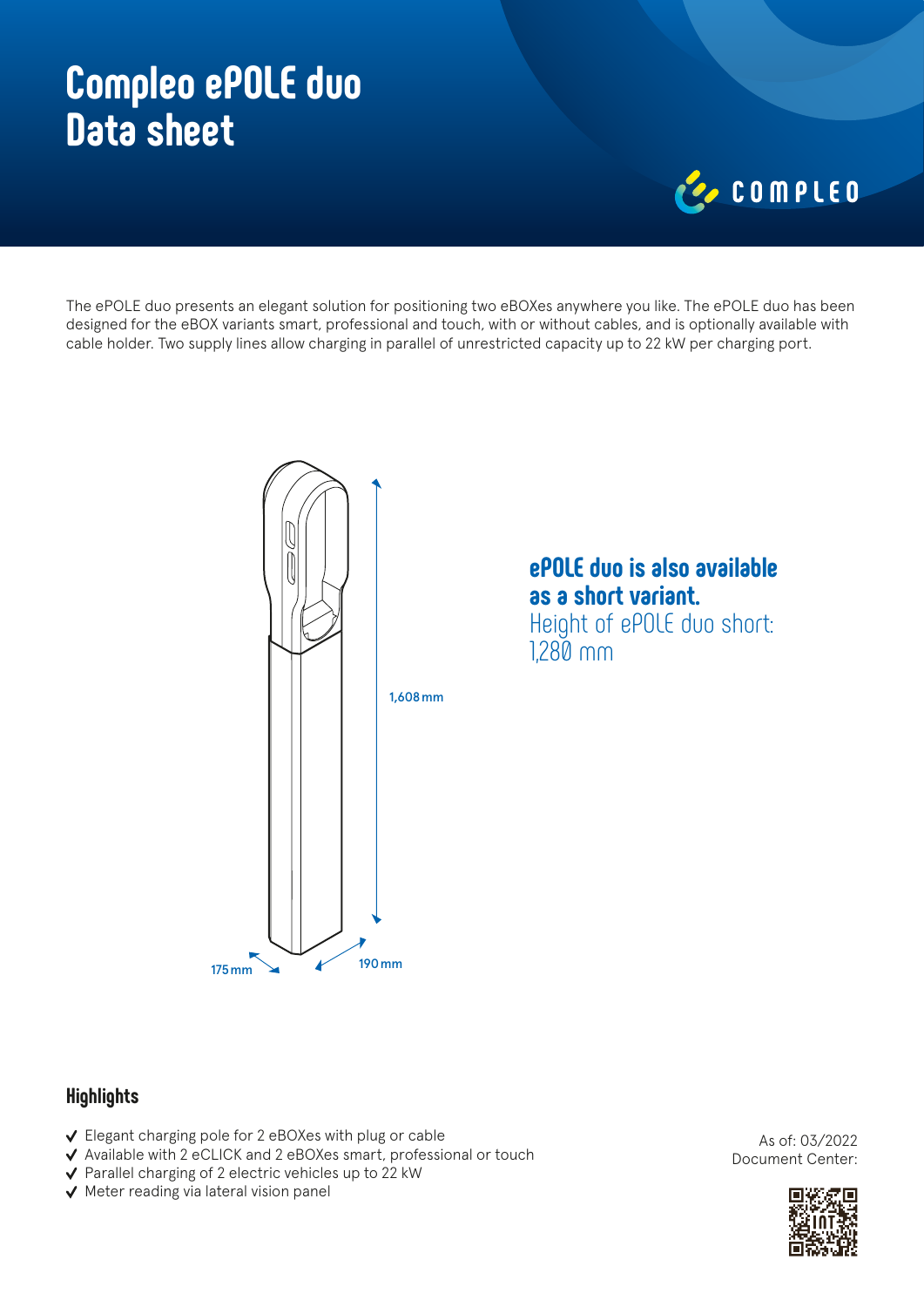# Compleo ePOLE duo
# Data sheet

COMPLEO

The ePOLE duo presents an elegant solution for positioning two eBOXes anywhere you like. The ePOLE duo has been designed for the eBOX variants smart, professional and touch, with or without cables, and is optionally available with cable holder. Two supply lines allow charging in parallel of unrestricted capacity up to 22 kW per charging port.

1,608 mm

175 mm

190 mm

**ePOLE duo is also available as a short variant.**
Height of ePOLE duo short: 1,280 mm

## Highlights

- ✔ Elegant charging pole for 2 eBOXes with plug or cable
- ✔ Available with 2 eCLICK and 2 eBOXes smart, professional or touch
- ✔ Parallel charging of 2 electric vehicles up to 22 kW
- ✔ Meter reading via lateral vision panel

As of: 03/2022
Document Center: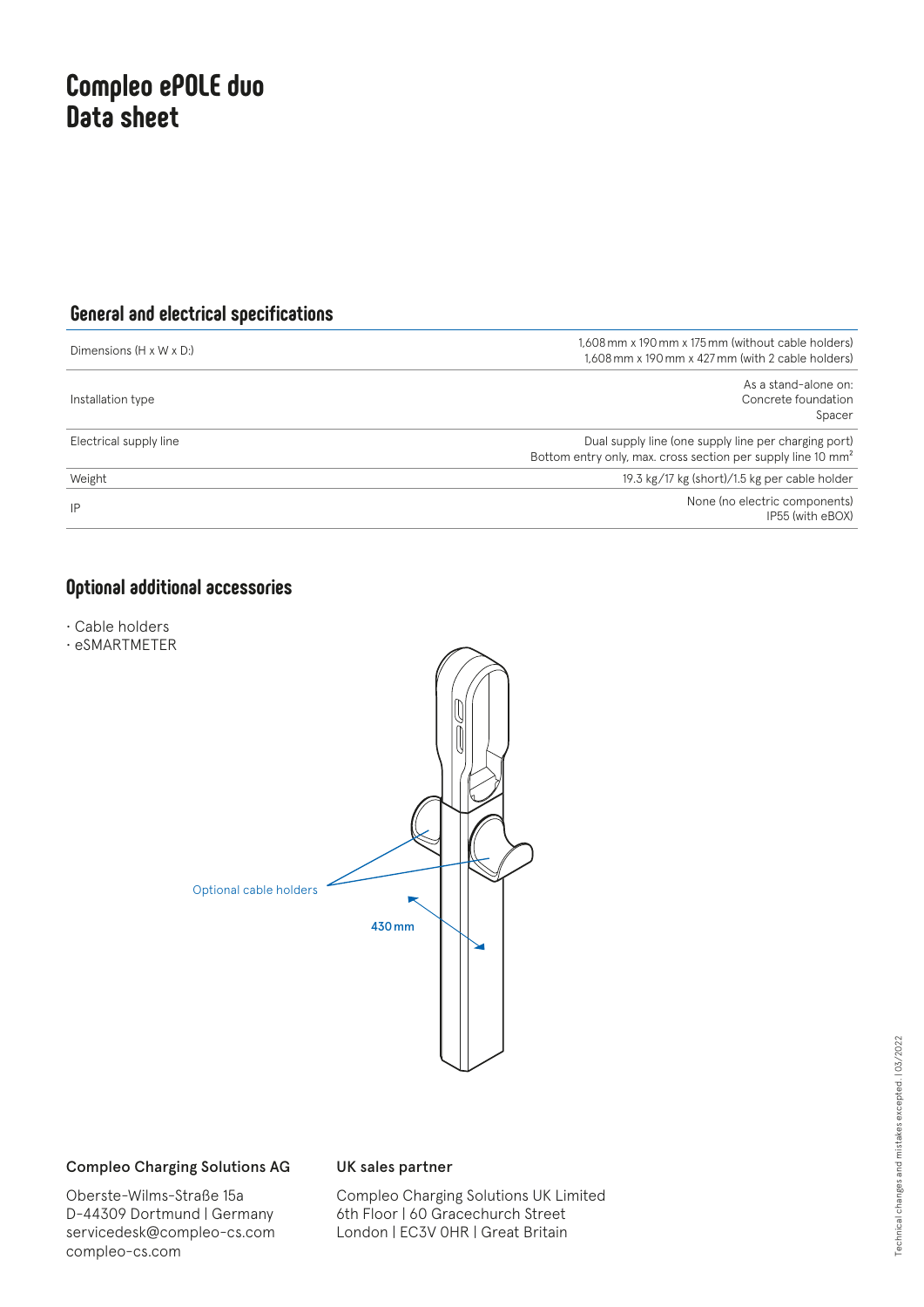# Compleo ePOLE duo
# Data sheet

## General and electrical specifications

| | |
|---|---|
| Dimensions (H x W x D:) | 1,608 mm x 190 mm x 175 mm (without cable holders)<br>1,608 mm x 190 mm x 427 mm (with 2 cable holders) |
| Installation type | As a stand-alone on:<br>Concrete foundation<br>Spacer |
| Electrical supply line | Dual supply line (one supply line per charging port)<br>Bottom entry only, max. cross section per supply line 10 mm² |
| Weight | 19.3 kg/17 kg (short)/1.5 kg per cable holder |
| IP | None (no electric components)<br>IP55 (with eBOX) |

## Optional additional accessories

- Cable holders
- eSMARTMETER

Optional cable holders

430 mm

**Compleo Charging Solutions AG**

Oberste-Wilms-Straße 15a
D-44309 Dortmund | Germany
servicedesk@compleo-cs.com
compleo-cs.com

**UK sales partner**

Compleo Charging Solutions UK Limited
6th Floor | 60 Gracechurch Street
London | EC3V 0HR | Great Britain

Technical changes and mistakes excepted. | 03/2022